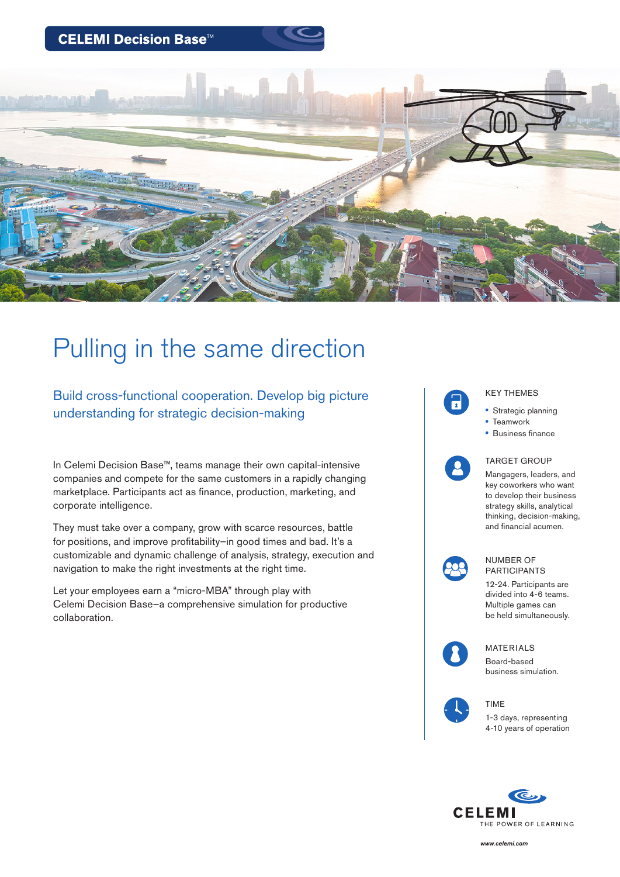CELEMI Decision Base™

# Pulling in the same direction

## Build cross-functional cooperation. Develop big picture understanding for strategic decision-making

In Celemi Decision Base™, teams manage their own capital-intensive companies and compete for the same customers in a rapidly changing marketplace. Participants act as finance, production, marketing, and corporate intelligence.

They must take over a company, grow with scarce resources, battle for positions, and improve profitability–in good times and bad. It's a customizable and dynamic challenge of analysis, strategy, execution and navigation to make the right investments at the right time.

Let your employees earn a "micro-MBA" through play with Celemi Decision Base–a comprehensive simulation for productive collaboration.

### KEY THEMES

- Strategic planning
- Teamwork
- Business finance

### TARGET GROUP

Mangagers, leaders, and key coworkers who want to develop their business strategy skills, analytical thinking, decision-making, and financial acumen.

### NUMBER OF PARTICIPANTS

12-24. Participants are divided into 4-6 teams. Multiple games can be held simultaneously.

### MATERIALS

Board-based business simulation.

### TIME

1-3 days, representing 4-10 years of operation

CELEMI
THE POWER OF LEARNING

www.celemi.com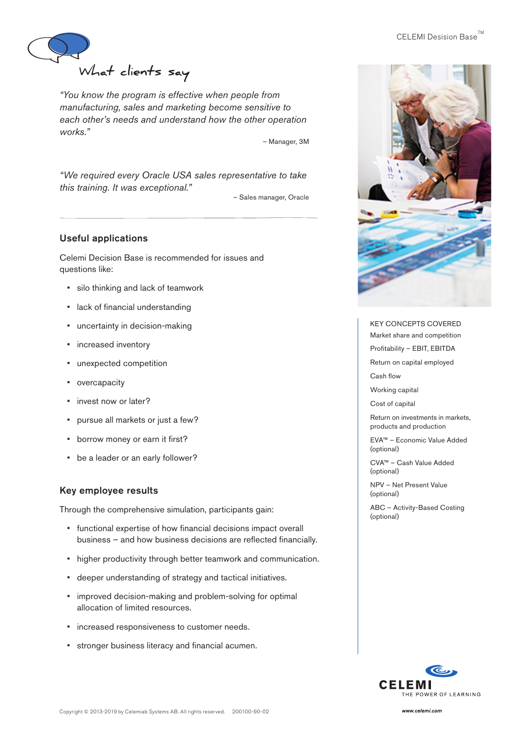## What clients say

*"You know the program is effective when people from manufacturing, sales and marketing become sensitive to each other's needs and understand how the other operation works."*

– Manager, 3M

*"We required every Oracle USA sales representative to take this training. It was exceptional."*

– Sales manager, Oracle

### Useful applications

Celemi Decision Base is recommended for issues and questions like:

- silo thinking and lack of teamwork
- lack of financial understanding
- uncertainty in decision-making
- increased inventory
- unexpected competition
- overcapacity
- invest now or later?
- pursue all markets or just a few?
- borrow money or earn it first?
- be a leader or an early follower?

### Key employee results

Through the comprehensive simulation, participants gain:

- functional expertise of how financial decisions impact overall business – and how business decisions are reflected financially.
- higher productivity through better teamwork and communication.
- deeper understanding of strategy and tactical initiatives.
- improved decision-making and problem-solving for optimal allocation of limited resources.
- increased responsiveness to customer needs.
- stronger business literacy and financial acumen.

KEY CONCEPTS COVERED

Market share and competition

Profitability – EBIT, EBITDA

Return on capital employed

Cash flow

Working capital

Cost of capital

Return on investments in markets, products and production

EVA™ – Economic Value Added (optional)

CVA™ – Cash Value Added (optional)

NPV – Net Present Value (optional)

ABC – Activity-Based Costing (optional)

CELEMI THE POWER OF LEARNING

www.celemi.com

Copyright © 2013-2019 by Celemiab Systems AB. All rights reserved. 200100-90-02